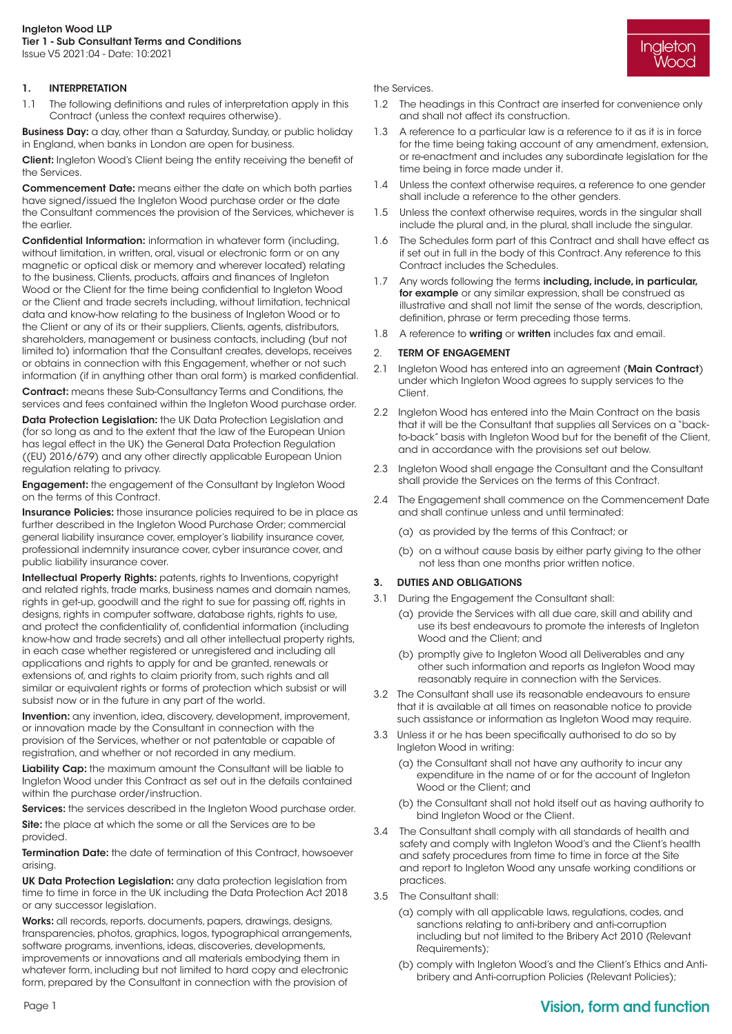**Ingleton Wood LLP**
**Tier 1 - Sub Consultant Terms and Conditions**
Issue V5 2021:04 - Date: 10:2021

## 1. INTERPRETATION

1.1 The following definitions and rules of interpretation apply in this Contract (unless the context requires otherwise).

**Business Day:** a day, other than a Saturday, Sunday, or public holiday in England, when banks in London are open for business.

**Client:** Ingleton Wood's Client being the entity receiving the benefit of the Services.

**Commencement Date:** means either the date on which both parties have signed/issued the Ingleton Wood purchase order or the date the Consultant commences the provision of the Services, whichever is the earlier.

**Confidential Information:** information in whatever form (including, without limitation, in written, oral, visual or electronic form or on any magnetic or optical disk or memory and wherever located) relating to the business, Clients, products, affairs and finances of Ingleton Wood or the Client for the time being confidential to Ingleton Wood or the Client and trade secrets including, without limitation, technical data and know-how relating to the business of Ingleton Wood or to the Client or any of its or their suppliers, Clients, agents, distributors, shareholders, management or business contacts, including (but not limited to) information that the Consultant creates, develops, receives or obtains in connection with this Engagement, whether or not such information (if in anything other than oral form) is marked confidential.

**Contract:** means these Sub-Consultancy Terms and Conditions, the services and fees contained within the Ingleton Wood purchase order.

**Data Protection Legislation:** the UK Data Protection Legislation and (for so long as and to the extent that the law of the European Union has legal effect in the UK) the General Data Protection Regulation ((EU) 2016/679) and any other directly applicable European Union regulation relating to privacy.

**Engagement:** the engagement of the Consultant by Ingleton Wood on the terms of this Contract.

**Insurance Policies:** those insurance policies required to be in place as further described in the Ingleton Wood Purchase Order; commercial general liability insurance cover, employer's liability insurance cover, professional indemnity insurance cover, cyber insurance cover, and public liability insurance cover.

**Intellectual Property Rights:** patents, rights to Inventions, copyright and related rights, trade marks, business names and domain names, rights in get-up, goodwill and the right to sue for passing off, rights in designs, rights in computer software, database rights, rights to use, and protect the confidentiality of, confidential information (including know-how and trade secrets) and all other intellectual property rights, in each case whether registered or unregistered and including all applications and rights to apply for and be granted, renewals or extensions of, and rights to claim priority from, such rights and all similar or equivalent rights or forms of protection which subsist or will subsist now or in the future in any part of the world.

**Invention:** any invention, idea, discovery, development, improvement, or innovation made by the Consultant in connection with the provision of the Services, whether or not patentable or capable of registration, and whether or not recorded in any medium.

**Liability Cap:** the maximum amount the Consultant will be liable to Ingleton Wood under this Contract as set out in the details contained within the purchase order/instruction.

**Services:** the services described in the Ingleton Wood purchase order.

**Site:** the place at which the some or all the Services are to be provided.

**Termination Date:** the date of termination of this Contract, howsoever arising.

**UK Data Protection Legislation:** any data protection legislation from time to time in force in the UK including the Data Protection Act 2018 or any successor legislation.

**Works:** all records, reports, documents, papers, drawings, designs, transparencies, photos, graphics, logos, typographical arrangements, software programs, inventions, ideas, discoveries, developments, improvements or innovations and all materials embodying them in whatever form, including but not limited to hard copy and electronic form, prepared by the Consultant in connection with the provision of the Services.

1.2 The headings in this Contract are inserted for convenience only and shall not affect its construction.

1.3 A reference to a particular law is a reference to it as it is in force for the time being taking account of any amendment, extension, or re-enactment and includes any subordinate legislation for the time being in force made under it.

1.4 Unless the context otherwise requires, a reference to one gender shall include a reference to the other genders.

1.5 Unless the context otherwise requires, words in the singular shall include the plural and, in the plural, shall include the singular.

1.6 The Schedules form part of this Contract and shall have effect as if set out in full in the body of this Contract. Any reference to this Contract includes the Schedules.

1.7 Any words following the terms **including, include, in particular, for example** or any similar expression, shall be construed as illustrative and shall not limit the sense of the words, description, definition, phrase or term preceding those terms.

1.8 A reference to **writing** or **written** includes fax and email.

## 2. TERM OF ENGAGEMENT

2.1 Ingleton Wood has entered into an agreement (**Main Contract**) under which Ingleton Wood agrees to supply services to the Client.

2.2 Ingleton Wood has entered into the Main Contract on the basis that it will be the Consultant that supplies all Services on a "back-to-back" basis with Ingleton Wood but for the benefit of the Client, and in accordance with the provisions set out below.

2.3 Ingleton Wood shall engage the Consultant and the Consultant shall provide the Services on the terms of this Contract.

2.4 The Engagement shall commence on the Commencement Date and shall continue unless and until terminated:

(a) as provided by the terms of this Contract; or

(b) on a without cause basis by either party giving to the other not less than one months prior written notice.

## 3. DUTIES AND OBLIGATIONS

3.1 During the Engagement the Consultant shall:

(a) provide the Services with all due care, skill and ability and use its best endeavours to promote the interests of Ingleton Wood and the Client; and

(b) promptly give to Ingleton Wood all Deliverables and any other such information and reports as Ingleton Wood may reasonably require in connection with the Services.

3.2 The Consultant shall use its reasonable endeavours to ensure that it is available at all times on reasonable notice to provide such assistance or information as Ingleton Wood may require.

3.3 Unless it or he has been specifically authorised to do so by Ingleton Wood in writing:

(a) the Consultant shall not have any authority to incur any expenditure in the name of or for the account of Ingleton Wood or the Client; and

(b) the Consultant shall not hold itself out as having authority to bind Ingleton Wood or the Client.

3.4 The Consultant shall comply with all standards of health and safety and comply with Ingleton Wood's and the Client's health and safety procedures from time to time in force at the Site and report to Ingleton Wood any unsafe working conditions or practices.

3.5 The Consultant shall:

(a) comply with all applicable laws, regulations, codes, and sanctions relating to anti-bribery and anti-corruption including but not limited to the Bribery Act 2010 (Relevant Requirements);

(b) comply with Ingleton Wood's and the Client's Ethics and Anti-bribery and Anti-corruption Policies (Relevant Policies);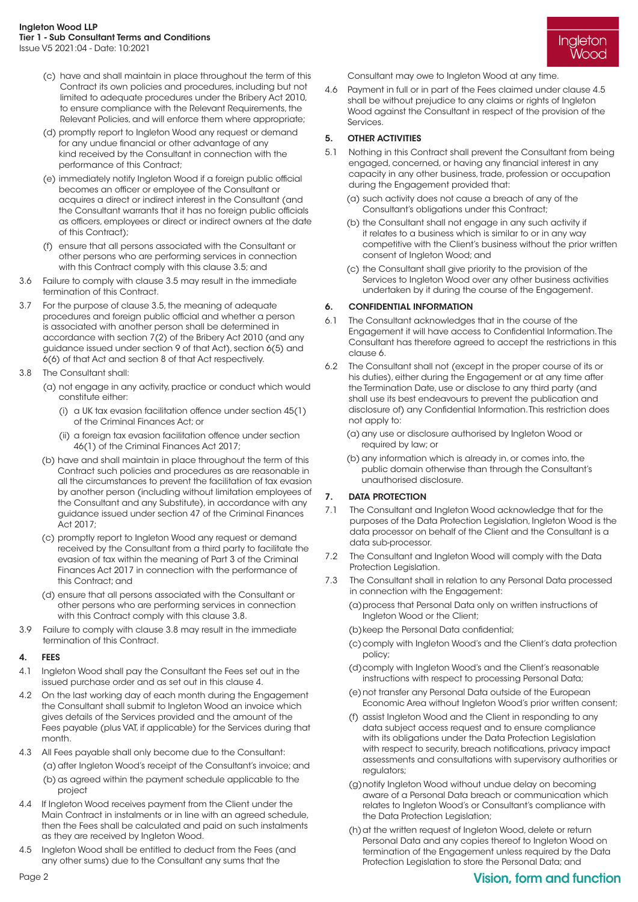(c) have and shall maintain in place throughout the term of this Contract its own policies and procedures, including but not limited to adequate procedures under the Bribery Act 2010, to ensure compliance with the Relevant Requirements, the Relevant Policies, and will enforce them where appropriate;

(d) promptly report to Ingleton Wood any request or demand for any undue financial or other advantage of any kind received by the Consultant in connection with the performance of this Contract;

(e) immediately notify Ingleton Wood if a foreign public official becomes an officer or employee of the Consultant or acquires a direct or indirect interest in the Consultant (and the Consultant warrants that it has no foreign public officials as officers, employees or direct or indirect owners at the date of this Contract);

(f) ensure that all persons associated with the Consultant or other persons who are performing services in connection with this Contract comply with this clause 3.5; and

3.6 Failure to comply with clause 3.5 may result in the immediate termination of this Contract.

3.7 For the purpose of clause 3.5, the meaning of adequate procedures and foreign public official and whether a person is associated with another person shall be determined in accordance with section 7(2) of the Bribery Act 2010 (and any guidance issued under section 9 of that Act), section 6(5) and 6(6) of that Act and section 8 of that Act respectively.

3.8 The Consultant shall:

(a) not engage in any activity, practice or conduct which would constitute either:

(i) a UK tax evasion facilitation offence under section 45(1) of the Criminal Finances Act; or

(ii) a foreign tax evasion facilitation offence under section 46(1) of the Criminal Finances Act 2017;

(b) have and shall maintain in place throughout the term of this Contract such policies and procedures as are reasonable in all the circumstances to prevent the facilitation of tax evasion by another person (including without limitation employees of the Consultant and any Substitute), in accordance with any guidance issued under section 47 of the Criminal Finances Act 2017;

(c) promptly report to Ingleton Wood any request or demand received by the Consultant from a third party to facilitate the evasion of tax within the meaning of Part 3 of the Criminal Finances Act 2017 in connection with the performance of this Contract; and

(d) ensure that all persons associated with the Consultant or other persons who are performing services in connection with this Contract comply with this clause 3.8.

3.9 Failure to comply with clause 3.8 may result in the immediate termination of this Contract.

## 4. FEES

4.1 Ingleton Wood shall pay the Consultant the Fees set out in the issued purchase order and as set out in this clause 4.

4.2 On the last working day of each month during the Engagement the Consultant shall submit to Ingleton Wood an invoice which gives details of the Services provided and the amount of the Fees payable (plus VAT, if applicable) for the Services during that month.

4.3 All Fees payable shall only become due to the Consultant:

(a) after Ingleton Wood's receipt of the Consultant's invoice; and

(b) as agreed within the payment schedule applicable to the project

4.4 If Ingleton Wood receives payment from the Client under the Main Contract in instalments or in line with an agreed schedule, then the Fees shall be calculated and paid on such instalments as they are received by Ingleton Wood.

4.5 Ingleton Wood shall be entitled to deduct from the Fees (and any other sums) due to the Consultant any sums that the Consultant may owe to Ingleton Wood at any time.

4.6 Payment in full or in part of the Fees claimed under clause 4.5 shall be without prejudice to any claims or rights of Ingleton Wood against the Consultant in respect of the provision of the Services.

## 5. OTHER ACTIVITIES

5.1 Nothing in this Contract shall prevent the Consultant from being engaged, concerned, or having any financial interest in any capacity in any other business, trade, profession or occupation during the Engagement provided that:

(a) such activity does not cause a breach of any of the Consultant's obligations under this Contract;

(b) the Consultant shall not engage in any such activity if it relates to a business which is similar to or in any way competitive with the Client's business without the prior written consent of Ingleton Wood; and

(c) the Consultant shall give priority to the provision of the Services to Ingleton Wood over any other business activities undertaken by it during the course of the Engagement.

## 6. CONFIDENTIAL INFORMATION

6.1 The Consultant acknowledges that in the course of the Engagement it will have access to Confidential Information. The Consultant has therefore agreed to accept the restrictions in this clause 6.

6.2 The Consultant shall not (except in the proper course of its or his duties), either during the Engagement or at any time after the Termination Date, use or disclose to any third party (and shall use its best endeavours to prevent the publication and disclosure of) any Confidential Information. This restriction does not apply to:

(a) any use or disclosure authorised by Ingleton Wood or required by law; or

(b) any information which is already in, or comes into, the public domain otherwise than through the Consultant's unauthorised disclosure.

## 7. DATA PROTECTION

7.1 The Consultant and Ingleton Wood acknowledge that for the purposes of the Data Protection Legislation, Ingleton Wood is the data processor on behalf of the Client and the Consultant is a data sub-processor.

7.2 The Consultant and Ingleton Wood will comply with the Data Protection Legislation.

7.3 The Consultant shall in relation to any Personal Data processed in connection with the Engagement:

(a) process that Personal Data only on written instructions of Ingleton Wood or the Client;

(b) keep the Personal Data confidential;

(c) comply with Ingleton Wood's and the Client's data protection policy;

(d) comply with Ingleton Wood's and the Client's reasonable instructions with respect to processing Personal Data;

(e) not transfer any Personal Data outside of the European Economic Area without Ingleton Wood's prior written consent;

(f) assist Ingleton Wood and the Client in responding to any data subject access request and to ensure compliance with its obligations under the Data Protection Legislation with respect to security, breach notifications, privacy impact assessments and consultations with supervisory authorities or regulators;

(g) notify Ingleton Wood without undue delay on becoming aware of a Personal Data breach or communication which relates to Ingleton Wood's or Consultant's compliance with the Data Protection Legislation;

(h) at the written request of Ingleton Wood, delete or return Personal Data and any copies thereof to Ingleton Wood on termination of the Engagement unless required by the Data Protection Legislation to store the Personal Data; and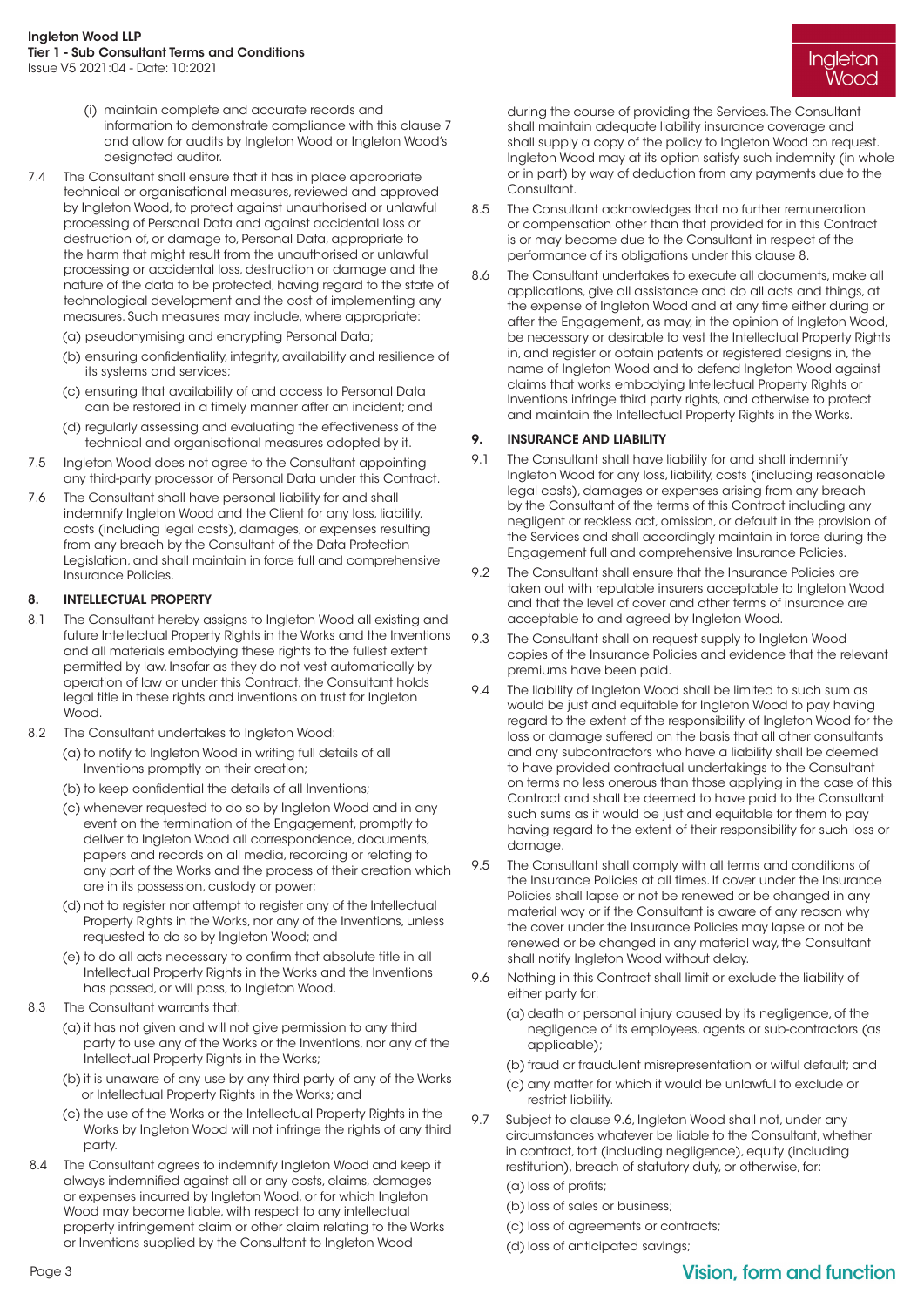(i) maintain complete and accurate records and information to demonstrate compliance with this clause 7 and allow for audits by Ingleton Wood or Ingleton Wood's designated auditor.

7.4 The Consultant shall ensure that it has in place appropriate technical or organisational measures, reviewed and approved by Ingleton Wood, to protect against unauthorised or unlawful processing of Personal Data and against accidental loss or destruction of, or damage to, Personal Data, appropriate to the harm that might result from the unauthorised or unlawful processing or accidental loss, destruction or damage and the nature of the data to be protected, having regard to the state of technological development and the cost of implementing any measures. Such measures may include, where appropriate:

(a) pseudonymising and encrypting Personal Data;

(b) ensuring confidentiality, integrity, availability and resilience of its systems and services;

(c) ensuring that availability of and access to Personal Data can be restored in a timely manner after an incident; and

(d) regularly assessing and evaluating the effectiveness of the technical and organisational measures adopted by it.

7.5 Ingleton Wood does not agree to the Consultant appointing any third-party processor of Personal Data under this Contract.

7.6 The Consultant shall have personal liability for and shall indemnify Ingleton Wood and the Client for any loss, liability, costs (including legal costs), damages, or expenses resulting from any breach by the Consultant of the Data Protection Legislation, and shall maintain in force full and comprehensive Insurance Policies.

## 8. INTELLECTUAL PROPERTY

8.1 The Consultant hereby assigns to Ingleton Wood all existing and future Intellectual Property Rights in the Works and the Inventions and all materials embodying these rights to the fullest extent permitted by law. Insofar as they do not vest automatically by operation of law or under this Contract, the Consultant holds legal title in these rights and inventions on trust for Ingleton Wood.

8.2 The Consultant undertakes to Ingleton Wood:

(a) to notify to Ingleton Wood in writing full details of all Inventions promptly on their creation;

(b) to keep confidential the details of all Inventions;

(c) whenever requested to do so by Ingleton Wood and in any event on the termination of the Engagement, promptly to deliver to Ingleton Wood all correspondence, documents, papers and records on all media, recording or relating to any part of the Works and the process of their creation which are in its possession, custody or power;

(d) not to register nor attempt to register any of the Intellectual Property Rights in the Works, nor any of the Inventions, unless requested to do so by Ingleton Wood; and

(e) to do all acts necessary to confirm that absolute title in all Intellectual Property Rights in the Works and the Inventions has passed, or will pass, to Ingleton Wood.

8.3 The Consultant warrants that:

(a) it has not given and will not give permission to any third party to use any of the Works or the Inventions, nor any of the Intellectual Property Rights in the Works;

(b) it is unaware of any use by any third party of any of the Works or Intellectual Property Rights in the Works; and

(c) the use of the Works or the Intellectual Property Rights in the Works by Ingleton Wood will not infringe the rights of any third party.

8.4 The Consultant agrees to indemnify Ingleton Wood and keep it always indemnified against all or any costs, claims, damages or expenses incurred by Ingleton Wood, or for which Ingleton Wood may become liable, with respect to any intellectual property infringement claim or other claim relating to the Works or Inventions supplied by the Consultant to Ingleton Wood during the course of providing the Services. The Consultant shall maintain adequate liability insurance coverage and shall supply a copy of the policy to Ingleton Wood on request. Ingleton Wood may at its option satisfy such indemnity (in whole or in part) by way of deduction from any payments due to the Consultant.

8.5 The Consultant acknowledges that no further remuneration or compensation other than that provided for in this Contract is or may become due to the Consultant in respect of the performance of its obligations under this clause 8.

8.6 The Consultant undertakes to execute all documents, make all applications, give all assistance and do all acts and things, at the expense of Ingleton Wood and at any time either during or after the Engagement, as may, in the opinion of Ingleton Wood, be necessary or desirable to vest the Intellectual Property Rights in, and register or obtain patents or registered designs in, the name of Ingleton Wood and to defend Ingleton Wood against claims that works embodying Intellectual Property Rights or Inventions infringe third party rights, and otherwise to protect and maintain the Intellectual Property Rights in the Works.

## 9. INSURANCE AND LIABILITY

9.1 The Consultant shall have liability for and shall indemnify Ingleton Wood for any loss, liability, costs (including reasonable legal costs), damages or expenses arising from any breach by the Consultant of the terms of this Contract including any negligent or reckless act, omission, or default in the provision of the Services and shall accordingly maintain in force during the Engagement full and comprehensive Insurance Policies.

9.2 The Consultant shall ensure that the Insurance Policies are taken out with reputable insurers acceptable to Ingleton Wood and that the level of cover and other terms of insurance are acceptable to and agreed by Ingleton Wood.

9.3 The Consultant shall on request supply to Ingleton Wood copies of the Insurance Policies and evidence that the relevant premiums have been paid.

9.4 The liability of Ingleton Wood shall be limited to such sum as would be just and equitable for Ingleton Wood to pay having regard to the extent of the responsibility of Ingleton Wood for the loss or damage suffered on the basis that all other consultants and any subcontractors who have a liability shall be deemed to have provided contractual undertakings to the Consultant on terms no less onerous than those applying in the case of this Contract and shall be deemed to have paid to the Consultant such sums as it would be just and equitable for them to pay having regard to the extent of their responsibility for such loss or damage.

9.5 The Consultant shall comply with all terms and conditions of the Insurance Policies at all times. If cover under the Insurance Policies shall lapse or not be renewed or be changed in any material way or if the Consultant is aware of any reason why the cover under the Insurance Policies may lapse or not be renewed or be changed in any material way, the Consultant shall notify Ingleton Wood without delay.

9.6 Nothing in this Contract shall limit or exclude the liability of either party for:

(a) death or personal injury caused by its negligence, of the negligence of its employees, agents or sub-contractors (as applicable);

(b) fraud or fraudulent misrepresentation or wilful default; and

(c) any matter for which it would be unlawful to exclude or restrict liability.

9.7 Subject to clause 9.6, Ingleton Wood shall not, under any circumstances whatever be liable to the Consultant, whether in contract, tort (including negligence), equity (including restitution), breach of statutory duty, or otherwise, for:

(a) loss of profits;

(b) loss of sales or business;

(c) loss of agreements or contracts;

(d) loss of anticipated savings;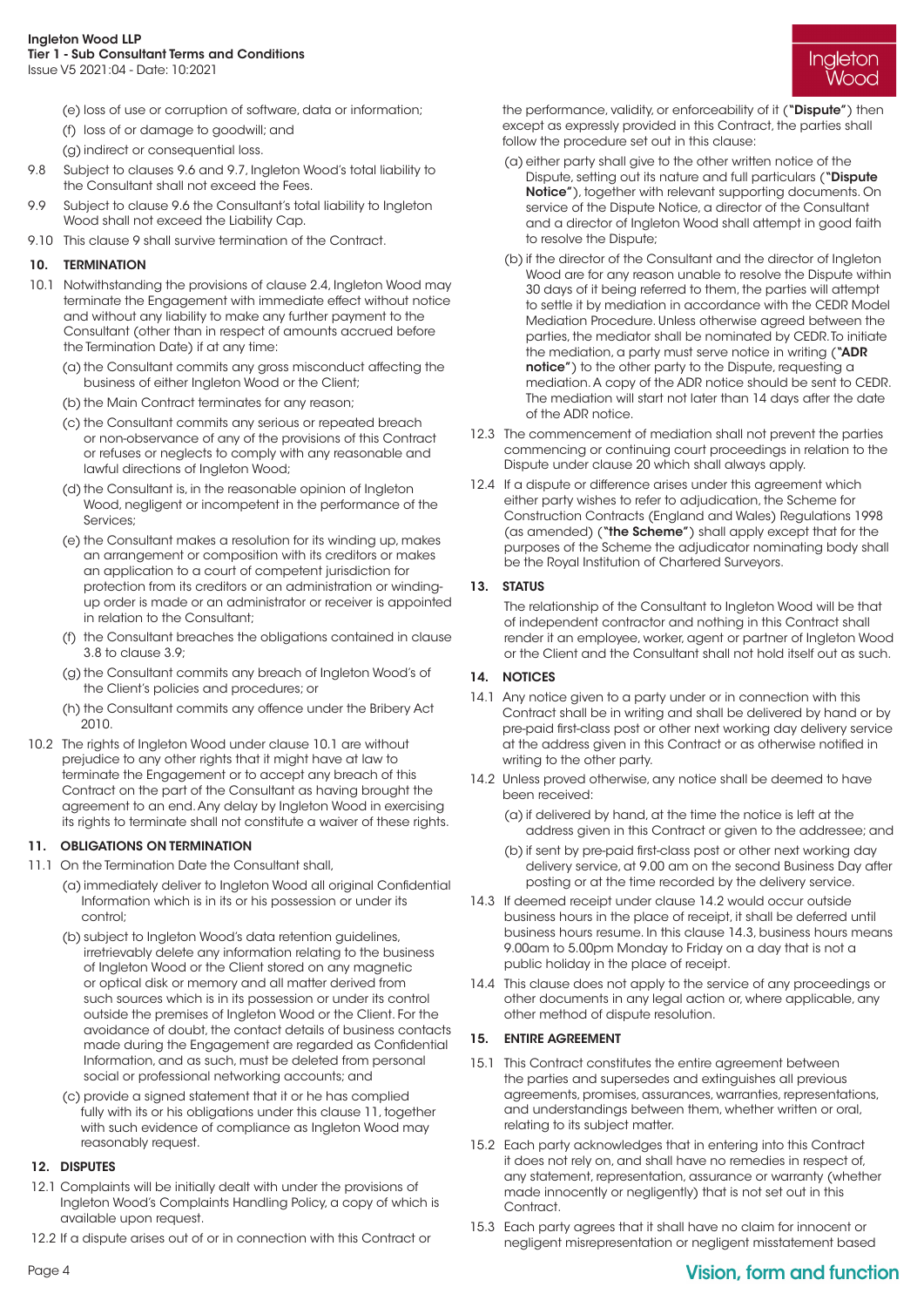(e) loss of use or corruption of software, data or information;

(f) loss of or damage to goodwill; and

(g) indirect or consequential loss.

9.8 Subject to clauses 9.6 and 9.7, Ingleton Wood's total liability to the Consultant shall not exceed the Fees.

9.9 Subject to clause 9.6 the Consultant's total liability to Ingleton Wood shall not exceed the Liability Cap.

9.10 This clause 9 shall survive termination of the Contract.

## 10. TERMINATION

10.1 Notwithstanding the provisions of clause 2.4, Ingleton Wood may terminate the Engagement with immediate effect without notice and without any liability to make any further payment to the Consultant (other than in respect of amounts accrued before the Termination Date) if at any time:

(a) the Consultant commits any gross misconduct affecting the business of either Ingleton Wood or the Client;

(b) the Main Contract terminates for any reason;

(c) the Consultant commits any serious or repeated breach or non-observance of any of the provisions of this Contract or refuses or neglects to comply with any reasonable and lawful directions of Ingleton Wood;

(d) the Consultant is, in the reasonable opinion of Ingleton Wood, negligent or incompetent in the performance of the Services;

(e) the Consultant makes a resolution for its winding up, makes an arrangement or composition with its creditors or makes an application to a court of competent jurisdiction for protection from its creditors or an administration or winding-up order is made or an administrator or receiver is appointed in relation to the Consultant;

(f) the Consultant breaches the obligations contained in clause 3.8 to clause 3.9;

(g) the Consultant commits any breach of Ingleton Wood's of the Client's policies and procedures; or

(h) the Consultant commits any offence under the Bribery Act 2010.

10.2 The rights of Ingleton Wood under clause 10.1 are without prejudice to any other rights that it might have at law to terminate the Engagement or to accept any breach of this Contract on the part of the Consultant as having brought the agreement to an end. Any delay by Ingleton Wood in exercising its rights to terminate shall not constitute a waiver of these rights.

## 11. OBLIGATIONS ON TERMINATION

11.1 On the Termination Date the Consultant shall,

(a) immediately deliver to Ingleton Wood all original Confidential Information which is in its or his possession or under its control;

(b) subject to Ingleton Wood's data retention guidelines, irretrievably delete any information relating to the business of Ingleton Wood or the Client stored on any magnetic or optical disk or memory and all matter derived from such sources which is in its possession or under its control outside the premises of Ingleton Wood or the Client. For the avoidance of doubt, the contact details of business contacts made during the Engagement are regarded as Confidential Information, and as such, must be deleted from personal social or professional networking accounts; and

(c) provide a signed statement that it or he has complied fully with its or his obligations under this clause 11, together with such evidence of compliance as Ingleton Wood may reasonably request.

## 12. DISPUTES

12.1 Complaints will be initially dealt with under the provisions of Ingleton Wood's Complaints Handling Policy, a copy of which is available upon request.

12.2 If a dispute arises out of or in connection with this Contract or the performance, validity, or enforceability of it (**"Dispute"**) then except as expressly provided in this Contract, the parties shall follow the procedure set out in this clause:

(a) either party shall give to the other written notice of the Dispute, setting out its nature and full particulars (**"Dispute Notice"**), together with relevant supporting documents. On service of the Dispute Notice, a director of the Consultant and a director of Ingleton Wood shall attempt in good faith to resolve the Dispute;

(b) if the director of the Consultant and the director of Ingleton Wood are for any reason unable to resolve the Dispute within 30 days of it being referred to them, the parties will attempt to settle it by mediation in accordance with the CEDR Model Mediation Procedure. Unless otherwise agreed between the parties, the mediator shall be nominated by CEDR. To initiate the mediation, a party must serve notice in writing (**"ADR notice"**) to the other party to the Dispute, requesting a mediation. A copy of the ADR notice should be sent to CEDR. The mediation will start not later than 14 days after the date of the ADR notice.

12.3 The commencement of mediation shall not prevent the parties commencing or continuing court proceedings in relation to the Dispute under clause 20 which shall always apply.

12.4 If a dispute or difference arises under this agreement which either party wishes to refer to adjudication, the Scheme for Construction Contracts (England and Wales) Regulations 1998 (as amended) (**"the Scheme"**) shall apply except that for the purposes of the Scheme the adjudicator nominating body shall be the Royal Institution of Chartered Surveyors.

## 13. STATUS

The relationship of the Consultant to Ingleton Wood will be that of independent contractor and nothing in this Contract shall render it an employee, worker, agent or partner of Ingleton Wood or the Client and the Consultant shall not hold itself out as such.

## 14. NOTICES

14.1 Any notice given to a party under or in connection with this Contract shall be in writing and shall be delivered by hand or by pre-paid first-class post or other next working day delivery service at the address given in this Contract or as otherwise notified in writing to the other party.

14.2 Unless proved otherwise, any notice shall be deemed to have been received:

(a) if delivered by hand, at the time the notice is left at the address given in this Contract or given to the addressee; and

(b) if sent by pre-paid first-class post or other next working day delivery service, at 9.00 am on the second Business Day after posting or at the time recorded by the delivery service.

14.3 If deemed receipt under clause 14.2 would occur outside business hours in the place of receipt, it shall be deferred until business hours resume. In this clause 14.3, business hours means 9.00am to 5.00pm Monday to Friday on a day that is not a public holiday in the place of receipt.

14.4 This clause does not apply to the service of any proceedings or other documents in any legal action or, where applicable, any other method of dispute resolution.

## 15. ENTIRE AGREEMENT

15.1 This Contract constitutes the entire agreement between the parties and supersedes and extinguishes all previous agreements, promises, assurances, warranties, representations, and understandings between them, whether written or oral, relating to its subject matter.

15.2 Each party acknowledges that in entering into this Contract it does not rely on, and shall have no remedies in respect of, any statement, representation, assurance or warranty (whether made innocently or negligently) that is not set out in this Contract.

15.3 Each party agrees that it shall have no claim for innocent or negligent misrepresentation or negligent misstatement based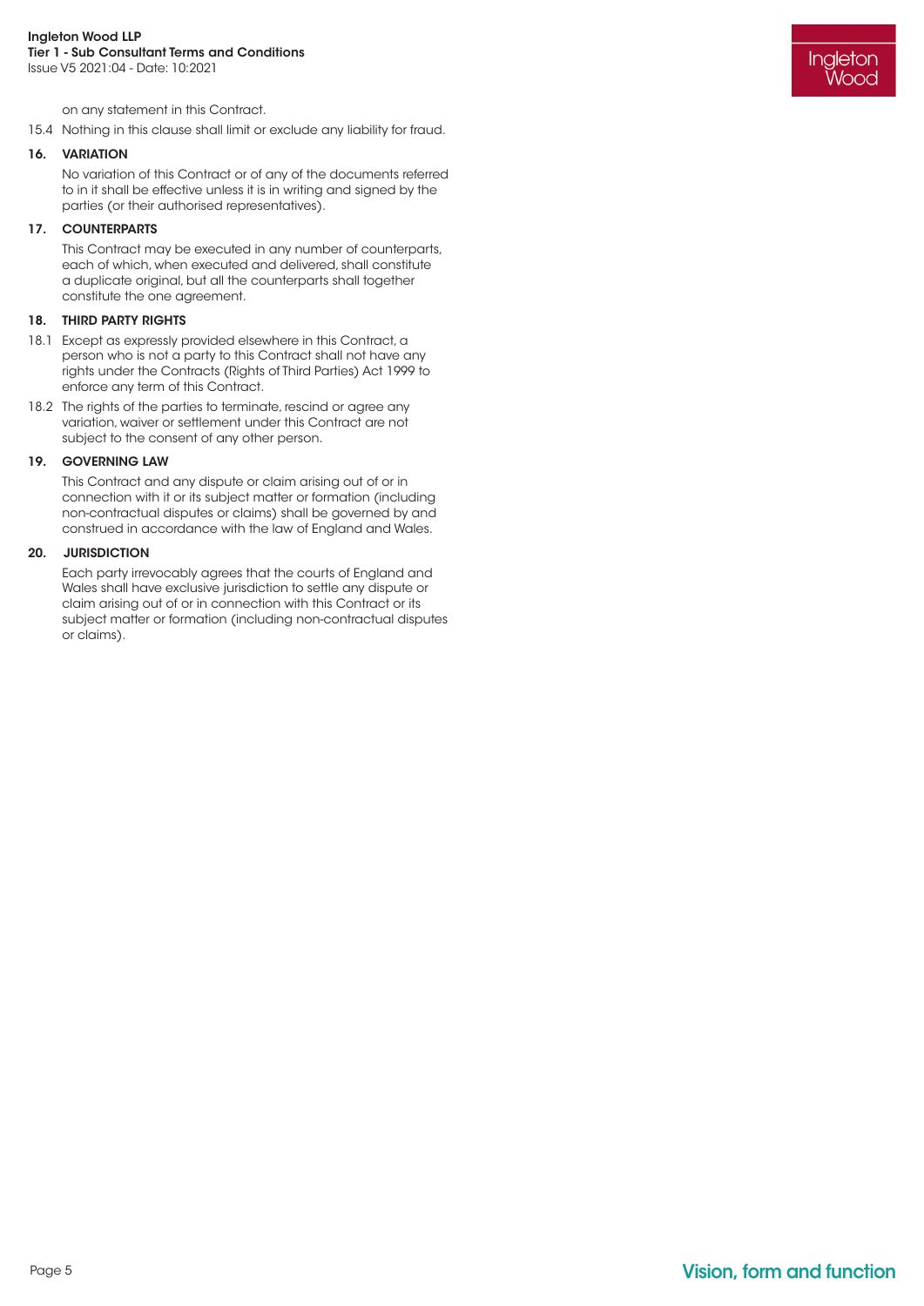on any statement in this Contract.

15.4 Nothing in this clause shall limit or exclude any liability for fraud.

## 16. VARIATION

No variation of this Contract or of any of the documents referred to in it shall be effective unless it is in writing and signed by the parties (or their authorised representatives).

## 17. COUNTERPARTS

This Contract may be executed in any number of counterparts, each of which, when executed and delivered, shall constitute a duplicate original, but all the counterparts shall together constitute the one agreement.

## 18. THIRD PARTY RIGHTS

18.1 Except as expressly provided elsewhere in this Contract, a person who is not a party to this Contract shall not have any rights under the Contracts (Rights of Third Parties) Act 1999 to enforce any term of this Contract.

18.2 The rights of the parties to terminate, rescind or agree any variation, waiver or settlement under this Contract are not subject to the consent of any other person.

## 19. GOVERNING LAW

This Contract and any dispute or claim arising out of or in connection with it or its subject matter or formation (including non-contractual disputes or claims) shall be governed by and construed in accordance with the law of England and Wales.

## 20. JURISDICTION

Each party irrevocably agrees that the courts of England and Wales shall have exclusive jurisdiction to settle any dispute or claim arising out of or in connection with this Contract or its subject matter or formation (including non-contractual disputes or claims).